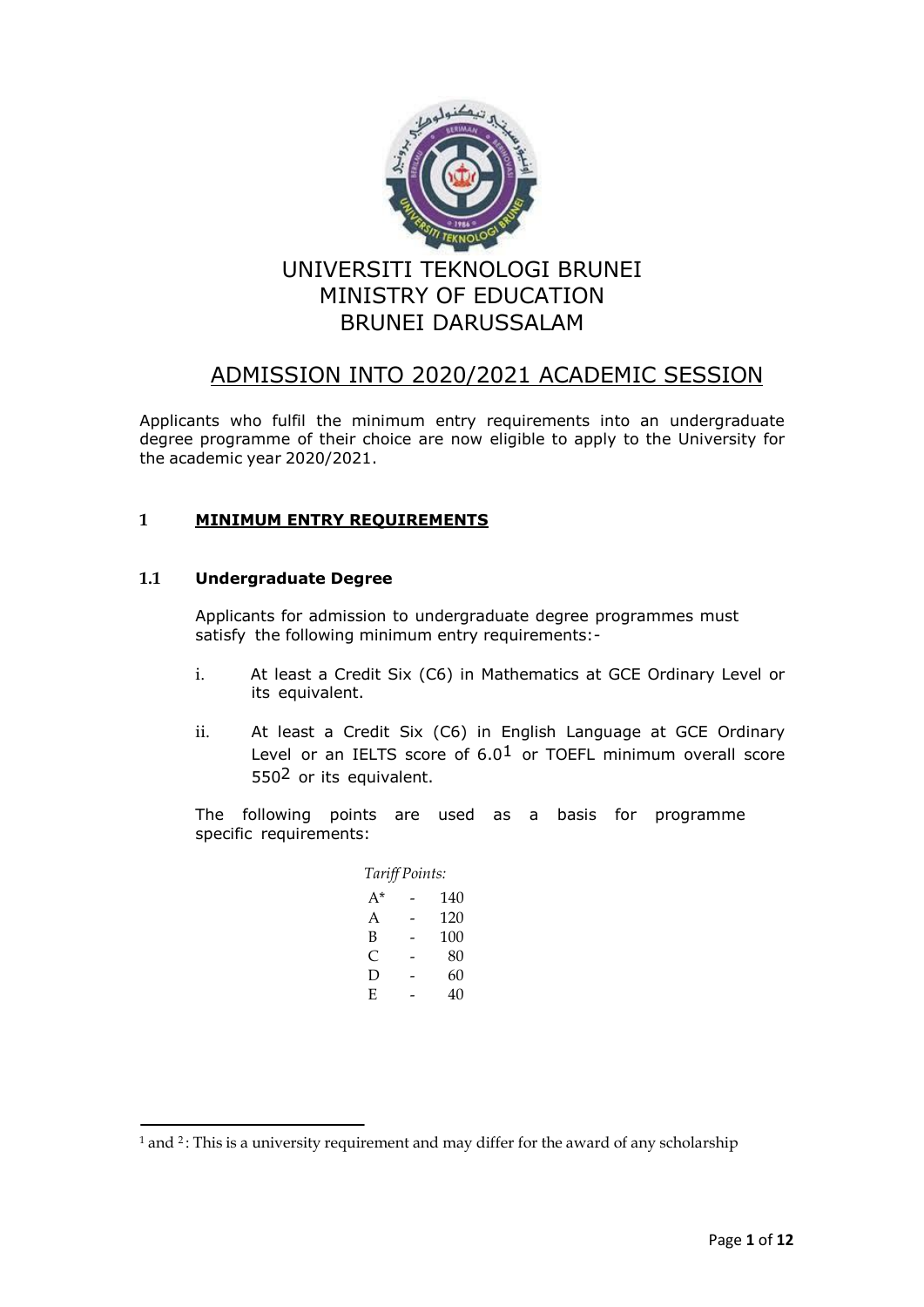# UNIVERSITI TEKNOLOGI BRUNEI
# MINISTRY OF EDUCATION
# BRUNEI DARUSSALAM

## ADMISSION INTO 2020/2021 ACADEMIC SESSION

Applicants who fulfil the minimum entry requirements into an undergraduate degree programme of their choice are now eligible to apply to the University for the academic year 2020/2021.

### 1 MINIMUM ENTRY REQUIREMENTS

#### 1.1 Undergraduate Degree

Applicants for admission to undergraduate degree programmes must satisfy the following minimum entry requirements:-

i. At least a Credit Six (C6) in Mathematics at GCE Ordinary Level or its equivalent.

ii. At least a Credit Six (C6) in English Language at GCE Ordinary Level or an IELTS score of 6.0[1] or TOEFL minimum overall score 550[2] or its equivalent.

The following points are used as a basis for programme specific requirements:

*Tariff Points:*

| Grade | | Points |
|---|---|---|
| A* | - | 140 |
| A | - | 120 |
| B | - | 100 |
| C | - | 80 |
| D | - | 60 |
| E | - | 40 |

[1] and [2]: This is a university requirement and may differ for the award of any scholarship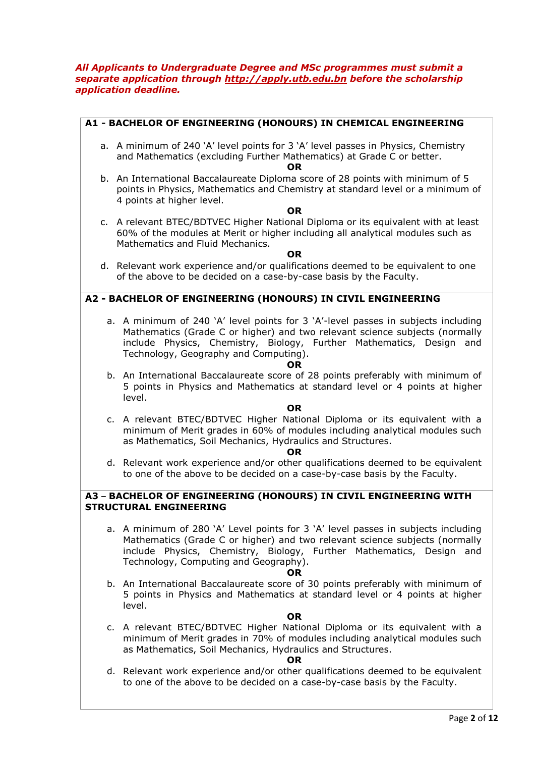***All Applicants to Undergraduate Degree and MSc programmes must submit a separate application through http://apply.utb.edu.bn before the scholarship application deadline.***

## A1 - BACHELOR OF ENGINEERING (HONOURS) IN CHEMICAL ENGINEERING

a. A minimum of 240 'A' level points for 3 'A' level passes in Physics, Chemistry and Mathematics (excluding Further Mathematics) at Grade C or better.

**OR**

b. An International Baccalaureate Diploma score of 28 points with minimum of 5 points in Physics, Mathematics and Chemistry at standard level or a minimum of 4 points at higher level.

**OR**

c. A relevant BTEC/BDTVEC Higher National Diploma or its equivalent with at least 60% of the modules at Merit or higher including all analytical modules such as Mathematics and Fluid Mechanics.

**OR**

d. Relevant work experience and/or qualifications deemed to be equivalent to one of the above to be decided on a case-by-case basis by the Faculty.

## A2 - BACHELOR OF ENGINEERING (HONOURS) IN CIVIL ENGINEERING

a. A minimum of 240 'A' level points for 3 'A'-level passes in subjects including Mathematics (Grade C or higher) and two relevant science subjects (normally include Physics, Chemistry, Biology, Further Mathematics, Design and Technology, Geography and Computing).

**OR**

b. An International Baccalaureate score of 28 points preferably with minimum of 5 points in Physics and Mathematics at standard level or 4 points at higher level.

**OR**

c. A relevant BTEC/BDTVEC Higher National Diploma or its equivalent with a minimum of Merit grades in 60% of modules including analytical modules such as Mathematics, Soil Mechanics, Hydraulics and Structures.

**OR**

d. Relevant work experience and/or other qualifications deemed to be equivalent to one of the above to be decided on a case-by-case basis by the Faculty.

## A3 – BACHELOR OF ENGINEERING (HONOURS) IN CIVIL ENGINEERING WITH STRUCTURAL ENGINEERING

a. A minimum of 280 'A' Level points for 3 'A' level passes in subjects including Mathematics (Grade C or higher) and two relevant science subjects (normally include Physics, Chemistry, Biology, Further Mathematics, Design and Technology, Computing and Geography).

**OR**

b. An International Baccalaureate score of 30 points preferably with minimum of 5 points in Physics and Mathematics at standard level or 4 points at higher level.

**OR**

c. A relevant BTEC/BDTVEC Higher National Diploma or its equivalent with a minimum of Merit grades in 70% of modules including analytical modules such as Mathematics, Soil Mechanics, Hydraulics and Structures.

**OR**

d. Relevant work experience and/or other qualifications deemed to be equivalent to one of the above to be decided on a case-by-case basis by the Faculty.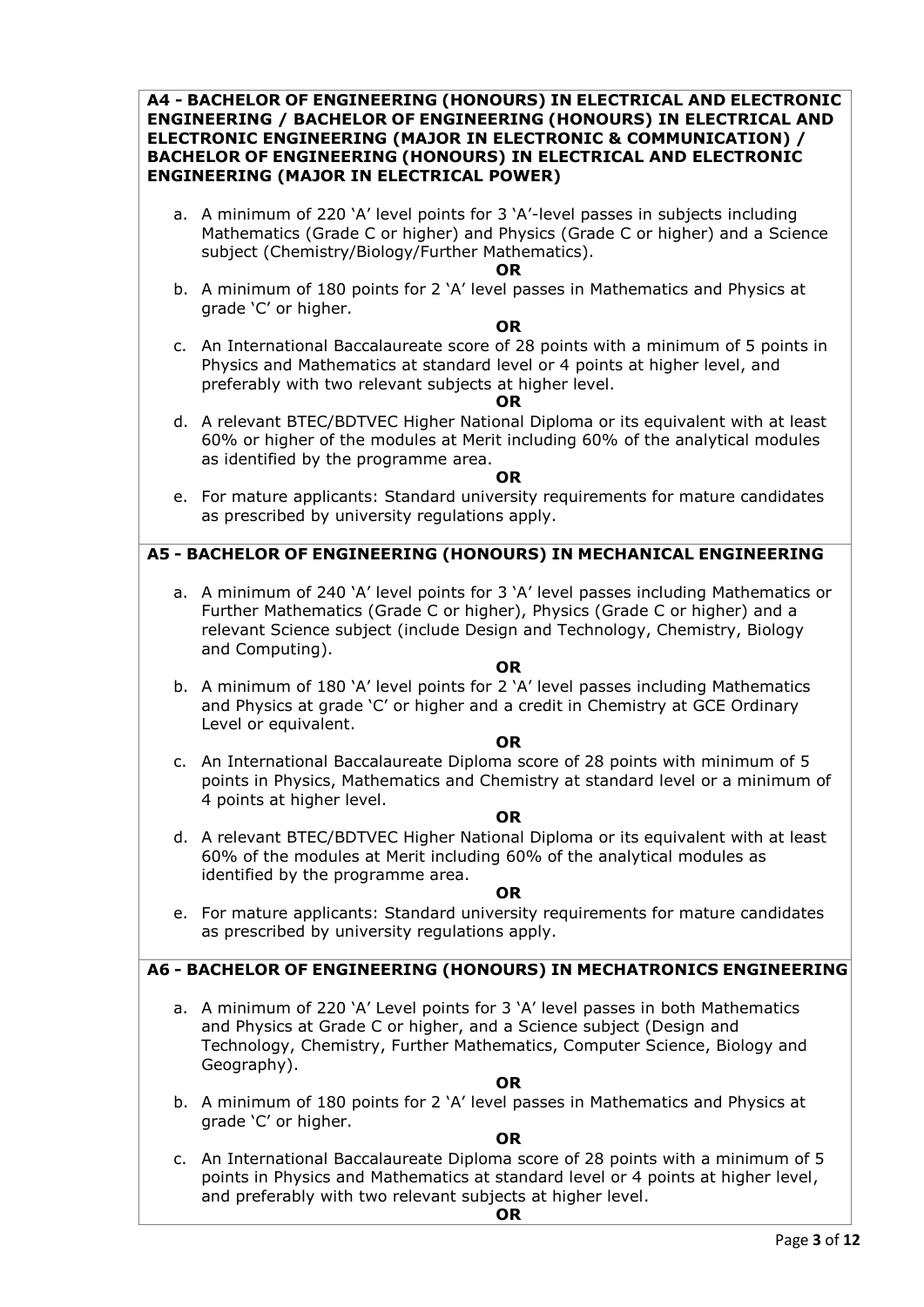**A4 - BACHELOR OF ENGINEERING (HONOURS) IN ELECTRICAL AND ELECTRONIC ENGINEERING / BACHELOR OF ENGINEERING (HONOURS) IN ELECTRICAL AND ELECTRONIC ENGINEERING (MAJOR IN ELECTRONIC & COMMUNICATION) / BACHELOR OF ENGINEERING (HONOURS) IN ELECTRICAL AND ELECTRONIC ENGINEERING (MAJOR IN ELECTRICAL POWER)**

a. A minimum of 220 'A' level points for 3 'A'-level passes in subjects including Mathematics (Grade C or higher) and Physics (Grade C or higher) and a Science subject (Chemistry/Biology/Further Mathematics).

**OR**

b. A minimum of 180 points for 2 'A' level passes in Mathematics and Physics at grade 'C' or higher.

**OR**

c. An International Baccalaureate score of 28 points with a minimum of 5 points in Physics and Mathematics at standard level or 4 points at higher level, and preferably with two relevant subjects at higher level.

**OR**

d. A relevant BTEC/BDTVEC Higher National Diploma or its equivalent with at least 60% or higher of the modules at Merit including 60% of the analytical modules as identified by the programme area.

**OR**

e. For mature applicants: Standard university requirements for mature candidates as prescribed by university regulations apply.

**A5 - BACHELOR OF ENGINEERING (HONOURS) IN MECHANICAL ENGINEERING**

a. A minimum of 240 'A' level points for 3 'A' level passes including Mathematics or Further Mathematics (Grade C or higher), Physics (Grade C or higher) and a relevant Science subject (include Design and Technology, Chemistry, Biology and Computing).

**OR**

b. A minimum of 180 'A' level points for 2 'A' level passes including Mathematics and Physics at grade 'C' or higher and a credit in Chemistry at GCE Ordinary Level or equivalent.

**OR**

c. An International Baccalaureate Diploma score of 28 points with minimum of 5 points in Physics, Mathematics and Chemistry at standard level or a minimum of 4 points at higher level.

**OR**

d. A relevant BTEC/BDTVEC Higher National Diploma or its equivalent with at least 60% of the modules at Merit including 60% of the analytical modules as identified by the programme area.

**OR**

e. For mature applicants: Standard university requirements for mature candidates as prescribed by university regulations apply.

**A6 - BACHELOR OF ENGINEERING (HONOURS) IN MECHATRONICS ENGINEERING**

a. A minimum of 220 'A' Level points for 3 'A' level passes in both Mathematics and Physics at Grade C or higher, and a Science subject (Design and Technology, Chemistry, Further Mathematics, Computer Science, Biology and Geography).

**OR**

b. A minimum of 180 points for 2 'A' level passes in Mathematics and Physics at grade 'C' or higher.

**OR**

c. An International Baccalaureate Diploma score of 28 points with a minimum of 5 points in Physics and Mathematics at standard level or 4 points at higher level, and preferably with two relevant subjects at higher level.

**OR**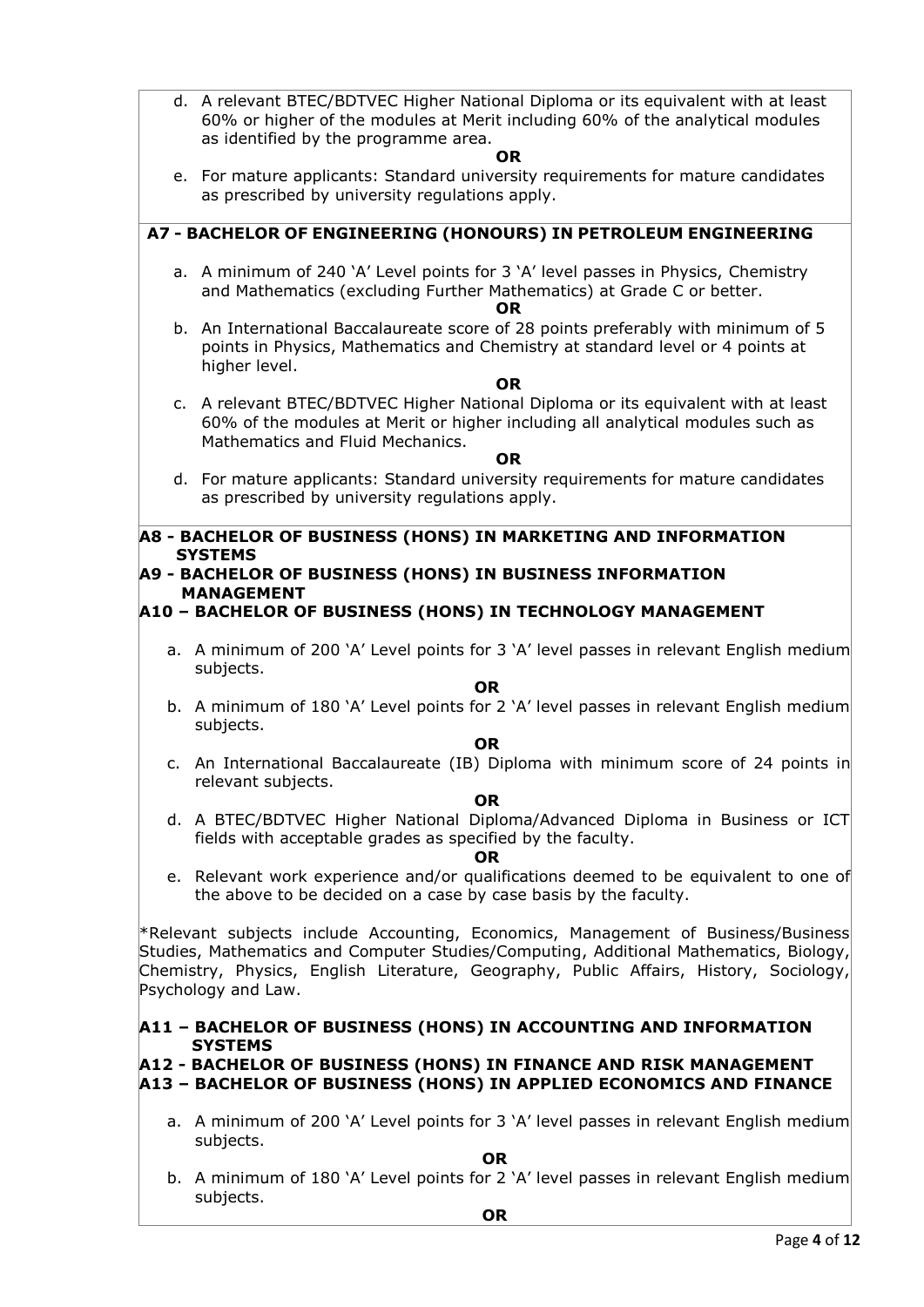d. A relevant BTEC/BDTVEC Higher National Diploma or its equivalent with at least 60% or higher of the modules at Merit including 60% of the analytical modules as identified by the programme area.

**OR**

e. For mature applicants: Standard university requirements for mature candidates as prescribed by university regulations apply.

### A7 - BACHELOR OF ENGINEERING (HONOURS) IN PETROLEUM ENGINEERING

a. A minimum of 240 'A' Level points for 3 'A' level passes in Physics, Chemistry and Mathematics (excluding Further Mathematics) at Grade C or better.

**OR**

b. An International Baccalaureate score of 28 points preferably with minimum of 5 points in Physics, Mathematics and Chemistry at standard level or 4 points at higher level.

**OR**

c. A relevant BTEC/BDTVEC Higher National Diploma or its equivalent with at least 60% of the modules at Merit or higher including all analytical modules such as Mathematics and Fluid Mechanics.

**OR**

d. For mature applicants: Standard university requirements for mature candidates as prescribed by university regulations apply.

### A8 - BACHELOR OF BUSINESS (HONS) IN MARKETING AND INFORMATION SYSTEMS
### A9 - BACHELOR OF BUSINESS (HONS) IN BUSINESS INFORMATION MANAGEMENT
### A10 – BACHELOR OF BUSINESS (HONS) IN TECHNOLOGY MANAGEMENT

a. A minimum of 200 'A' Level points for 3 'A' level passes in relevant English medium subjects.

**OR**

b. A minimum of 180 'A' Level points for 2 'A' level passes in relevant English medium subjects.

**OR**

c. An International Baccalaureate (IB) Diploma with minimum score of 24 points in relevant subjects.

**OR**

d. A BTEC/BDTVEC Higher National Diploma/Advanced Diploma in Business or ICT fields with acceptable grades as specified by the faculty.

**OR**

e. Relevant work experience and/or qualifications deemed to be equivalent to one of the above to be decided on a case by case basis by the faculty.

*Relevant subjects include Accounting, Economics, Management of Business/Business Studies, Mathematics and Computer Studies/Computing, Additional Mathematics, Biology, Chemistry, Physics, English Literature, Geography, Public Affairs, History, Sociology, Psychology and Law.

### A11 – BACHELOR OF BUSINESS (HONS) IN ACCOUNTING AND INFORMATION SYSTEMS
### A12 - BACHELOR OF BUSINESS (HONS) IN FINANCE AND RISK MANAGEMENT
### A13 – BACHELOR OF BUSINESS (HONS) IN APPLIED ECONOMICS AND FINANCE

a. A minimum of 200 'A' Level points for 3 'A' level passes in relevant English medium subjects.

**OR**

b. A minimum of 180 'A' Level points for 2 'A' level passes in relevant English medium subjects.

**OR**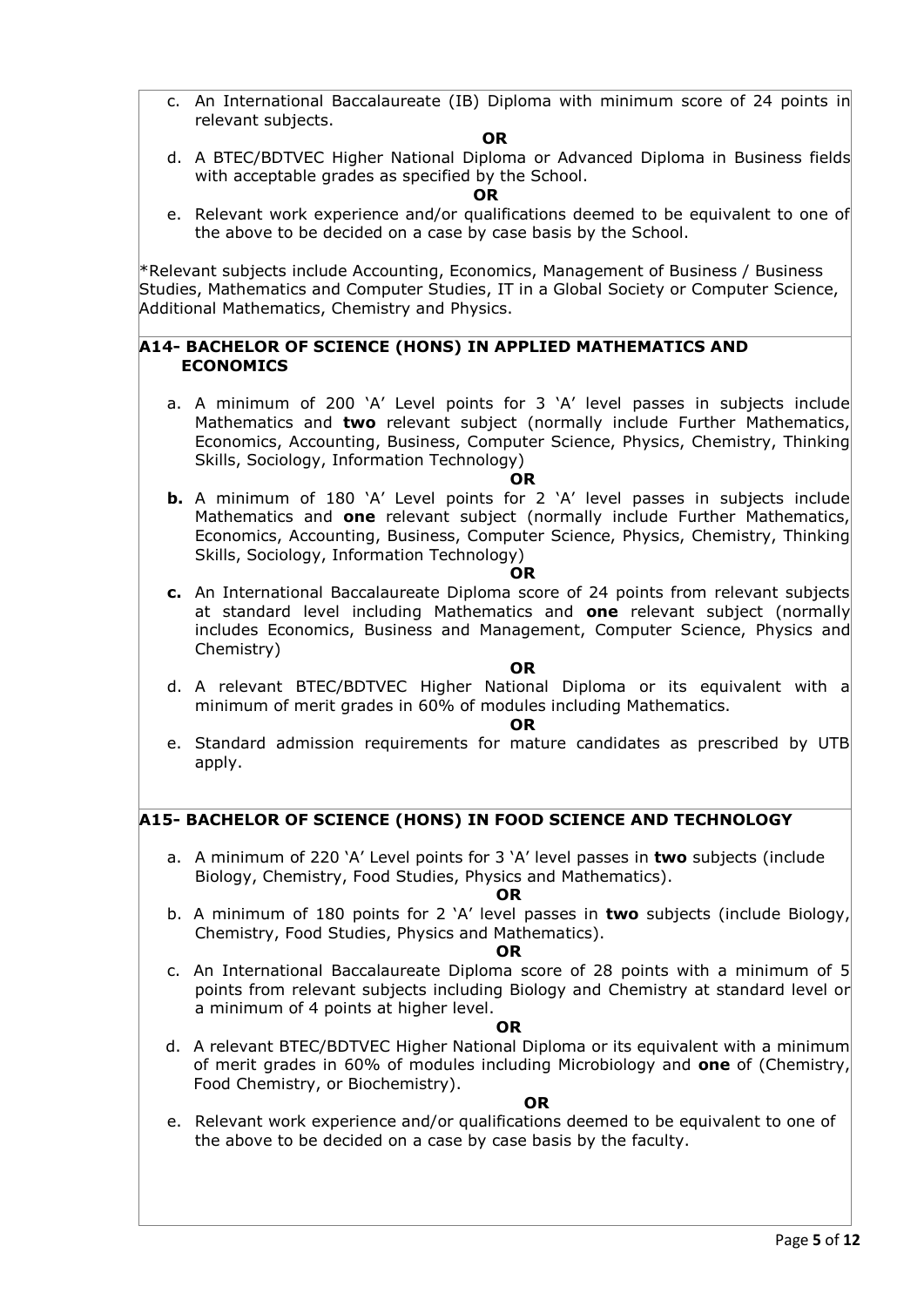c. An International Baccalaureate (IB) Diploma with minimum score of 24 points in relevant subjects.

**OR**

d. A BTEC/BDTVEC Higher National Diploma or Advanced Diploma in Business fields with acceptable grades as specified by the School.

**OR**

e. Relevant work experience and/or qualifications deemed to be equivalent to one of the above to be decided on a case by case basis by the School.

*Relevant subjects include Accounting, Economics, Management of Business / Business Studies, Mathematics and Computer Studies, IT in a Global Society or Computer Science, Additional Mathematics, Chemistry and Physics.

### A14- BACHELOR OF SCIENCE (HONS) IN APPLIED MATHEMATICS AND ECONOMICS

a. A minimum of 200 'A' Level points for 3 'A' level passes in subjects include Mathematics and **two** relevant subject (normally include Further Mathematics, Economics, Accounting, Business, Computer Science, Physics, Chemistry, Thinking Skills, Sociology, Information Technology)

**OR**

**b.** A minimum of 180 'A' Level points for 2 'A' level passes in subjects include Mathematics and **one** relevant subject (normally include Further Mathematics, Economics, Accounting, Business, Computer Science, Physics, Chemistry, Thinking Skills, Sociology, Information Technology)

**OR**

**c.** An International Baccalaureate Diploma score of 24 points from relevant subjects at standard level including Mathematics and **one** relevant subject (normally includes Economics, Business and Management, Computer Science, Physics and Chemistry)

**OR**

d. A relevant BTEC/BDTVEC Higher National Diploma or its equivalent with a minimum of merit grades in 60% of modules including Mathematics.

**OR**

e. Standard admission requirements for mature candidates as prescribed by UTB apply.

### A15- BACHELOR OF SCIENCE (HONS) IN FOOD SCIENCE AND TECHNOLOGY

a. A minimum of 220 'A' Level points for 3 'A' level passes in **two** subjects (include Biology, Chemistry, Food Studies, Physics and Mathematics).

**OR**

b. A minimum of 180 points for 2 'A' level passes in **two** subjects (include Biology, Chemistry, Food Studies, Physics and Mathematics).

**OR**

c. An International Baccalaureate Diploma score of 28 points with a minimum of 5 points from relevant subjects including Biology and Chemistry at standard level or a minimum of 4 points at higher level.

**OR**

d. A relevant BTEC/BDTVEC Higher National Diploma or its equivalent with a minimum of merit grades in 60% of modules including Microbiology and **one** of (Chemistry, Food Chemistry, or Biochemistry).

**OR**

e. Relevant work experience and/or qualifications deemed to be equivalent to one of the above to be decided on a case by case basis by the faculty.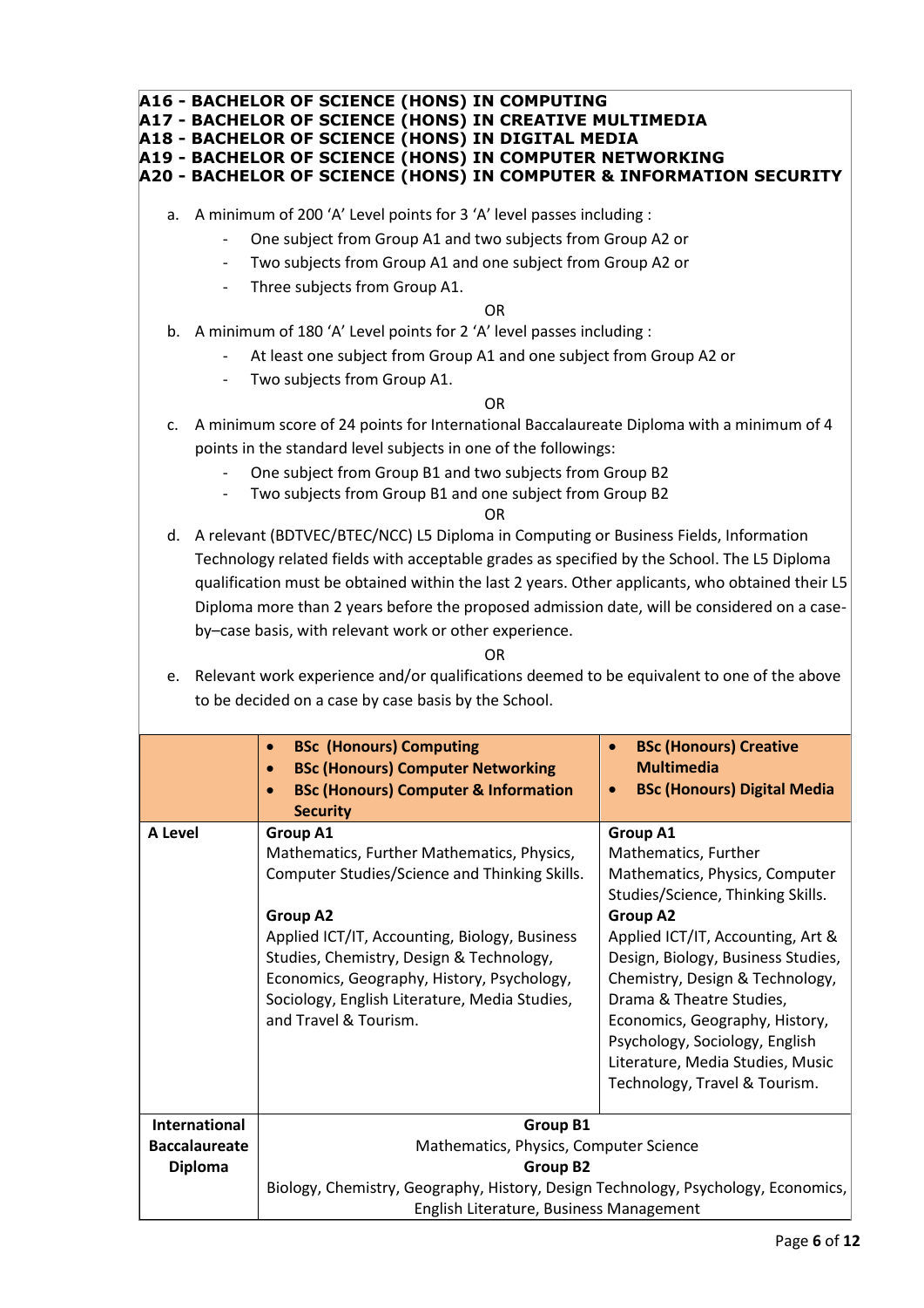**A16 - BACHELOR OF SCIENCE (HONS) IN COMPUTING**
**A17 - BACHELOR OF SCIENCE (HONS) IN CREATIVE MULTIMEDIA**
**A18 - BACHELOR OF SCIENCE (HONS) IN DIGITAL MEDIA**
**A19 - BACHELOR OF SCIENCE (HONS) IN COMPUTER NETWORKING**
**A20 - BACHELOR OF SCIENCE (HONS) IN COMPUTER & INFORMATION SECURITY**

a. A minimum of 200 'A' Level points for 3 'A' level passes including :
   - One subject from Group A1 and two subjects from Group A2 or
   - Two subjects from Group A1 and one subject from Group A2 or
   - Three subjects from Group A1.

OR

b. A minimum of 180 'A' Level points for 2 'A' level passes including :
   - At least one subject from Group A1 and one subject from Group A2 or
   - Two subjects from Group A1.

OR

c. A minimum score of 24 points for International Baccalaureate Diploma with a minimum of 4 points in the standard level subjects in one of the followings:
   - One subject from Group B1 and two subjects from Group B2
   - Two subjects from Group B1 and one subject from Group B2

OR

d. A relevant (BDTVEC/BTEC/NCC) L5 Diploma in Computing or Business Fields, Information Technology related fields with acceptable grades as specified by the School. The L5 Diploma qualification must be obtained within the last 2 years. Other applicants, who obtained their L5 Diploma more than 2 years before the proposed admission date, will be considered on a case-by–case basis, with relevant work or other experience.

OR

e. Relevant work experience and/or qualifications deemed to be equivalent to one of the above to be decided on a case by case basis by the School.

| | • **BSc (Honours) Computing**<br>• **BSc (Honours) Computer Networking**<br>• **BSc (Honours) Computer & Information Security** | • **BSc (Honours) Creative Multimedia**<br>• **BSc (Honours) Digital Media** |
|---|---|---|
| **A Level** | **Group A1**<br>Mathematics, Further Mathematics, Physics, Computer Studies/Science and Thinking Skills.<br><br>**Group A2**<br>Applied ICT/IT, Accounting, Biology, Business Studies, Chemistry, Design & Technology, Economics, Geography, History, Psychology, Sociology, English Literature, Media Studies, and Travel & Tourism. | **Group A1**<br>Mathematics, Further Mathematics, Physics, Computer Studies/Science, Thinking Skills.<br>**Group A2**<br>Applied ICT/IT, Accounting, Art & Design, Biology, Business Studies, Chemistry, Design & Technology, Drama & Theatre Studies, Economics, Geography, History, Psychology, Sociology, English Literature, Media Studies, Music Technology, Travel & Tourism. |
| **International Baccalaureate Diploma** | **Group B1**<br>Mathematics, Physics, Computer Science<br>**Group B2**<br>Biology, Chemistry, Geography, History, Design Technology, Psychology, Economics, English Literature, Business Management | |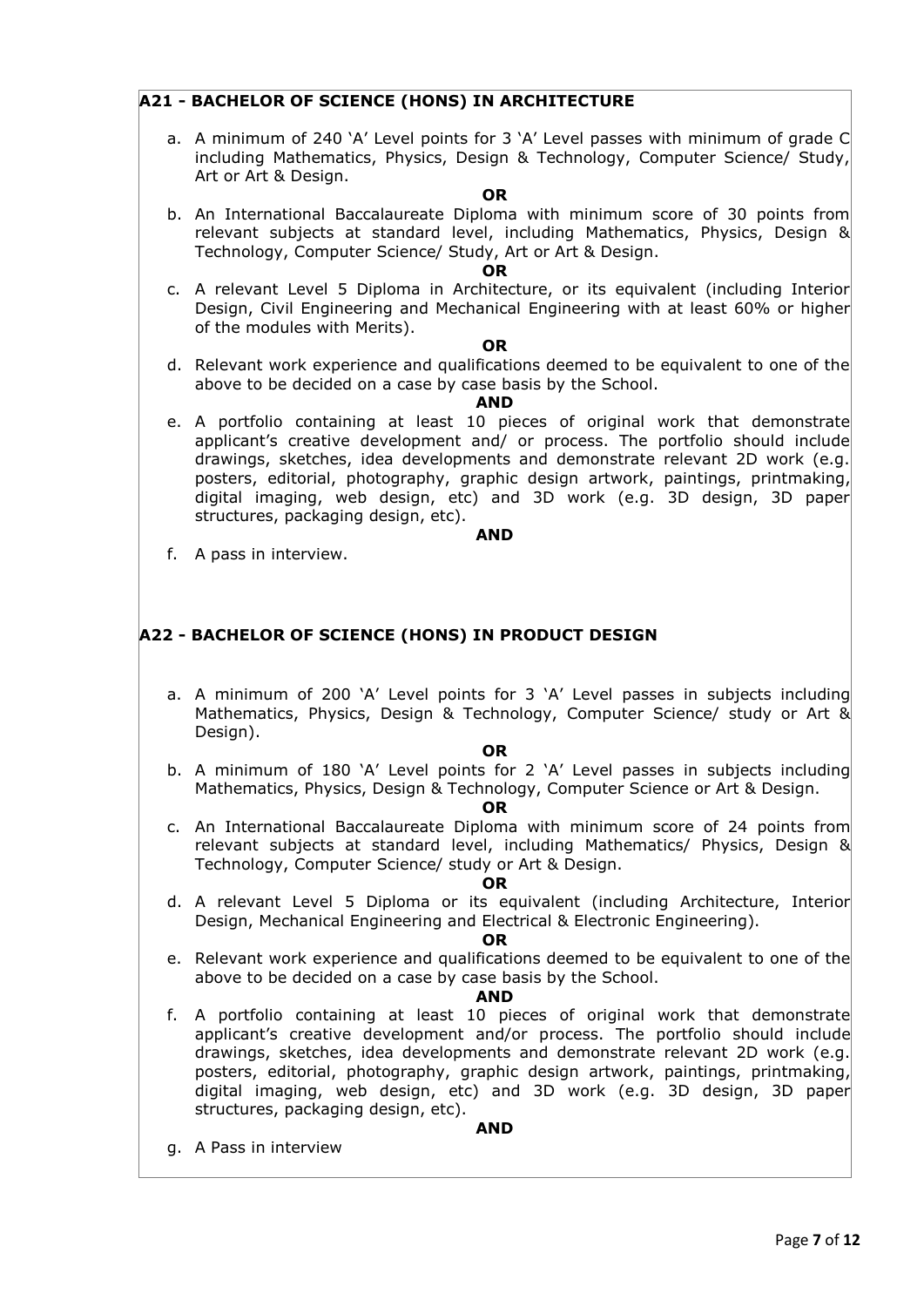## A21 - BACHELOR OF SCIENCE (HONS) IN ARCHITECTURE

a. A minimum of 240 'A' Level points for 3 'A' Level passes with minimum of grade C including Mathematics, Physics, Design & Technology, Computer Science/ Study, Art or Art & Design.

**OR**

b. An International Baccalaureate Diploma with minimum score of 30 points from relevant subjects at standard level, including Mathematics, Physics, Design & Technology, Computer Science/ Study, Art or Art & Design.

**OR**

c. A relevant Level 5 Diploma in Architecture, or its equivalent (including Interior Design, Civil Engineering and Mechanical Engineering with at least 60% or higher of the modules with Merits).

**OR**

d. Relevant work experience and qualifications deemed to be equivalent to one of the above to be decided on a case by case basis by the School.

**AND**

e. A portfolio containing at least 10 pieces of original work that demonstrate applicant's creative development and/ or process. The portfolio should include drawings, sketches, idea developments and demonstrate relevant 2D work (e.g. posters, editorial, photography, graphic design artwork, paintings, printmaking, digital imaging, web design, etc) and 3D work (e.g. 3D design, 3D paper structures, packaging design, etc).

**AND**

f. A pass in interview.

## A22 - BACHELOR OF SCIENCE (HONS) IN PRODUCT DESIGN

a. A minimum of 200 'A' Level points for 3 'A' Level passes in subjects including Mathematics, Physics, Design & Technology, Computer Science/ study or Art & Design).

**OR**

b. A minimum of 180 'A' Level points for 2 'A' Level passes in subjects including Mathematics, Physics, Design & Technology, Computer Science or Art & Design.

**OR**

c. An International Baccalaureate Diploma with minimum score of 24 points from relevant subjects at standard level, including Mathematics/ Physics, Design & Technology, Computer Science/ study or Art & Design.

**OR**

d. A relevant Level 5 Diploma or its equivalent (including Architecture, Interior Design, Mechanical Engineering and Electrical & Electronic Engineering).

**OR**

e. Relevant work experience and qualifications deemed to be equivalent to one of the above to be decided on a case by case basis by the School.

**AND**

f. A portfolio containing at least 10 pieces of original work that demonstrate applicant's creative development and/or process. The portfolio should include drawings, sketches, idea developments and demonstrate relevant 2D work (e.g. posters, editorial, photography, graphic design artwork, paintings, printmaking, digital imaging, web design, etc) and 3D work (e.g. 3D design, 3D paper structures, packaging design, etc).

**AND**

g. A Pass in interview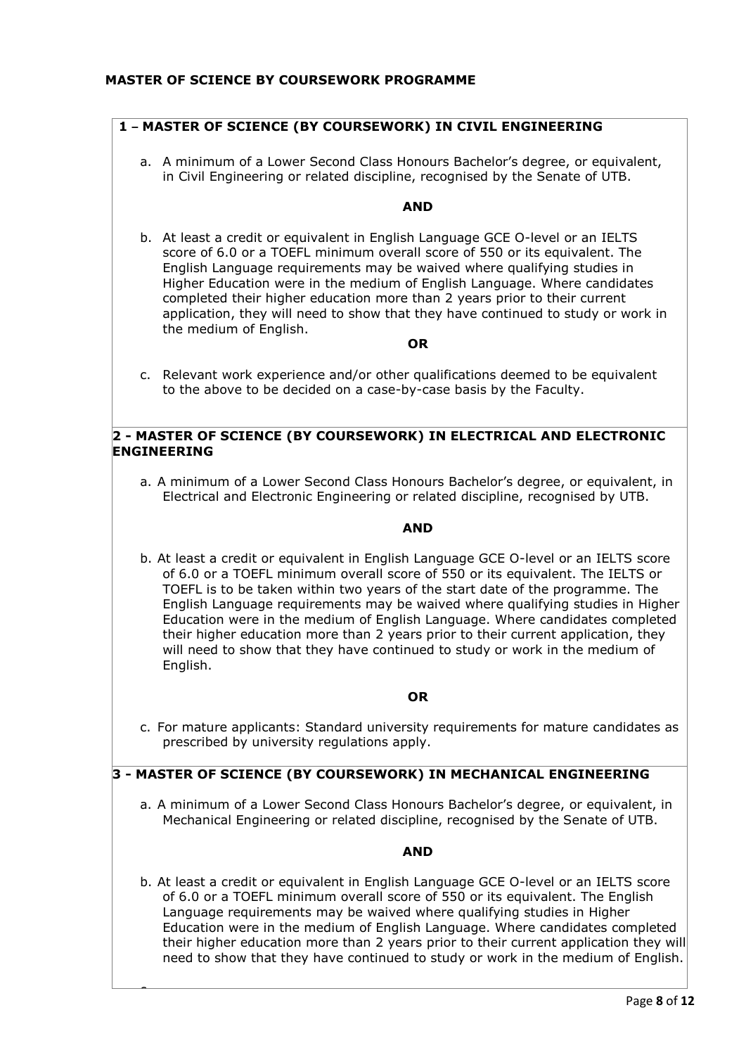**MASTER OF SCIENCE BY COURSEWORK PROGRAMME**

**1 – MASTER OF SCIENCE (BY COURSEWORK) IN CIVIL ENGINEERING**

a. A minimum of a Lower Second Class Honours Bachelor's degree, or equivalent, in Civil Engineering or related discipline, recognised by the Senate of UTB.

**AND**

b. At least a credit or equivalent in English Language GCE O-level or an IELTS score of 6.0 or a TOEFL minimum overall score of 550 or its equivalent. The English Language requirements may be waived where qualifying studies in Higher Education were in the medium of English Language. Where candidates completed their higher education more than 2 years prior to their current application, they will need to show that they have continued to study or work in the medium of English.

**OR**

c. Relevant work experience and/or other qualifications deemed to be equivalent to the above to be decided on a case-by-case basis by the Faculty.

**2 - MASTER OF SCIENCE (BY COURSEWORK) IN ELECTRICAL AND ELECTRONIC ENGINEERING**

a. A minimum of a Lower Second Class Honours Bachelor's degree, or equivalent, in Electrical and Electronic Engineering or related discipline, recognised by UTB.

**AND**

b. At least a credit or equivalent in English Language GCE O-level or an IELTS score of 6.0 or a TOEFL minimum overall score of 550 or its equivalent. The IELTS or TOEFL is to be taken within two years of the start date of the programme. The English Language requirements may be waived where qualifying studies in Higher Education were in the medium of English Language. Where candidates completed their higher education more than 2 years prior to their current application, they will need to show that they have continued to study or work in the medium of English.

**OR**

c. For mature applicants: Standard university requirements for mature candidates as prescribed by university regulations apply.

**3 - MASTER OF SCIENCE (BY COURSEWORK) IN MECHANICAL ENGINEERING**

a. A minimum of a Lower Second Class Honours Bachelor's degree, or equivalent, in Mechanical Engineering or related discipline, recognised by the Senate of UTB.

**AND**

b. At least a credit or equivalent in English Language GCE O-level or an IELTS score of 6.0 or a TOEFL minimum overall score of 550 or its equivalent. The English Language requirements may be waived where qualifying studies in Higher Education were in the medium of English Language. Where candidates completed their higher education more than 2 years prior to their current application they will need to show that they have continued to study or work in the medium of English.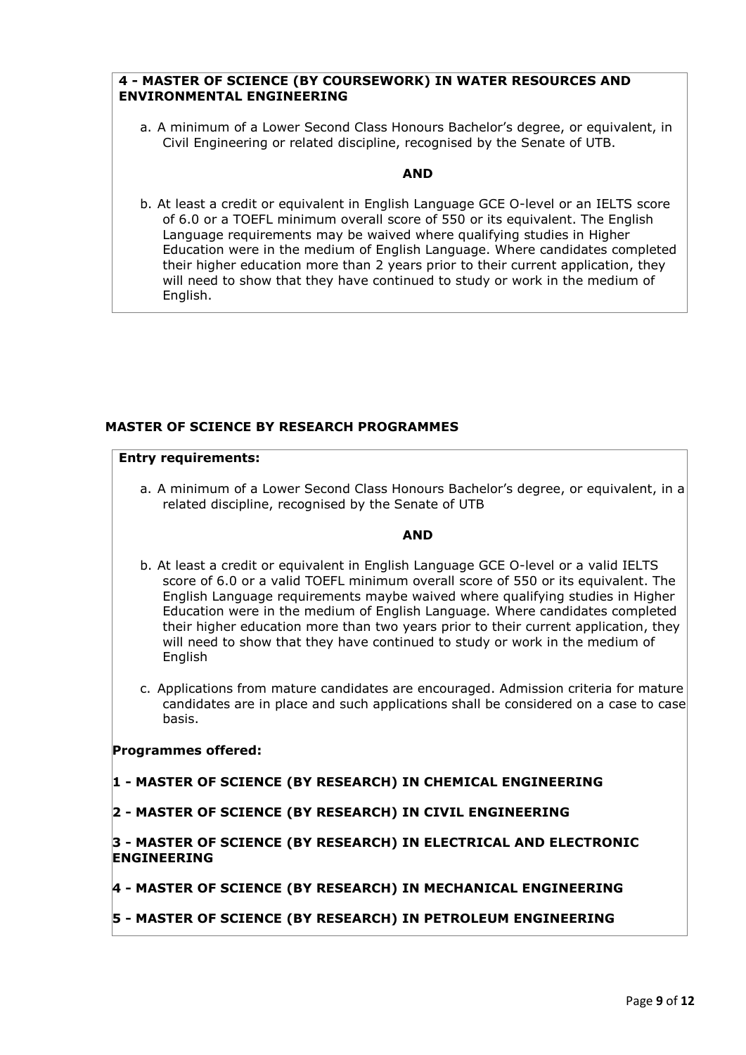**4 - MASTER OF SCIENCE (BY COURSEWORK) IN WATER RESOURCES AND ENVIRONMENTAL ENGINEERING**

a. A minimum of a Lower Second Class Honours Bachelor's degree, or equivalent, in Civil Engineering or related discipline, recognised by the Senate of UTB.

**AND**

b. At least a credit or equivalent in English Language GCE O-level or an IELTS score of 6.0 or a TOEFL minimum overall score of 550 or its equivalent. The English Language requirements may be waived where qualifying studies in Higher Education were in the medium of English Language. Where candidates completed their higher education more than 2 years prior to their current application, they will need to show that they have continued to study or work in the medium of English.

## MASTER OF SCIENCE BY RESEARCH PROGRAMMES

**Entry requirements:**

a. A minimum of a Lower Second Class Honours Bachelor's degree, or equivalent, in a related discipline, recognised by the Senate of UTB

**AND**

b. At least a credit or equivalent in English Language GCE O-level or a valid IELTS score of 6.0 or a valid TOEFL minimum overall score of 550 or its equivalent. The English Language requirements maybe waived where qualifying studies in Higher Education were in the medium of English Language. Where candidates completed their higher education more than two years prior to their current application, they will need to show that they have continued to study or work in the medium of English

c. Applications from mature candidates are encouraged. Admission criteria for mature candidates are in place and such applications shall be considered on a case to case basis.

**Programmes offered:**

**1 - MASTER OF SCIENCE (BY RESEARCH) IN CHEMICAL ENGINEERING**

**2 - MASTER OF SCIENCE (BY RESEARCH) IN CIVIL ENGINEERING**

**3 - MASTER OF SCIENCE (BY RESEARCH) IN ELECTRICAL AND ELECTRONIC ENGINEERING**

**4 - MASTER OF SCIENCE (BY RESEARCH) IN MECHANICAL ENGINEERING**

**5 - MASTER OF SCIENCE (BY RESEARCH) IN PETROLEUM ENGINEERING**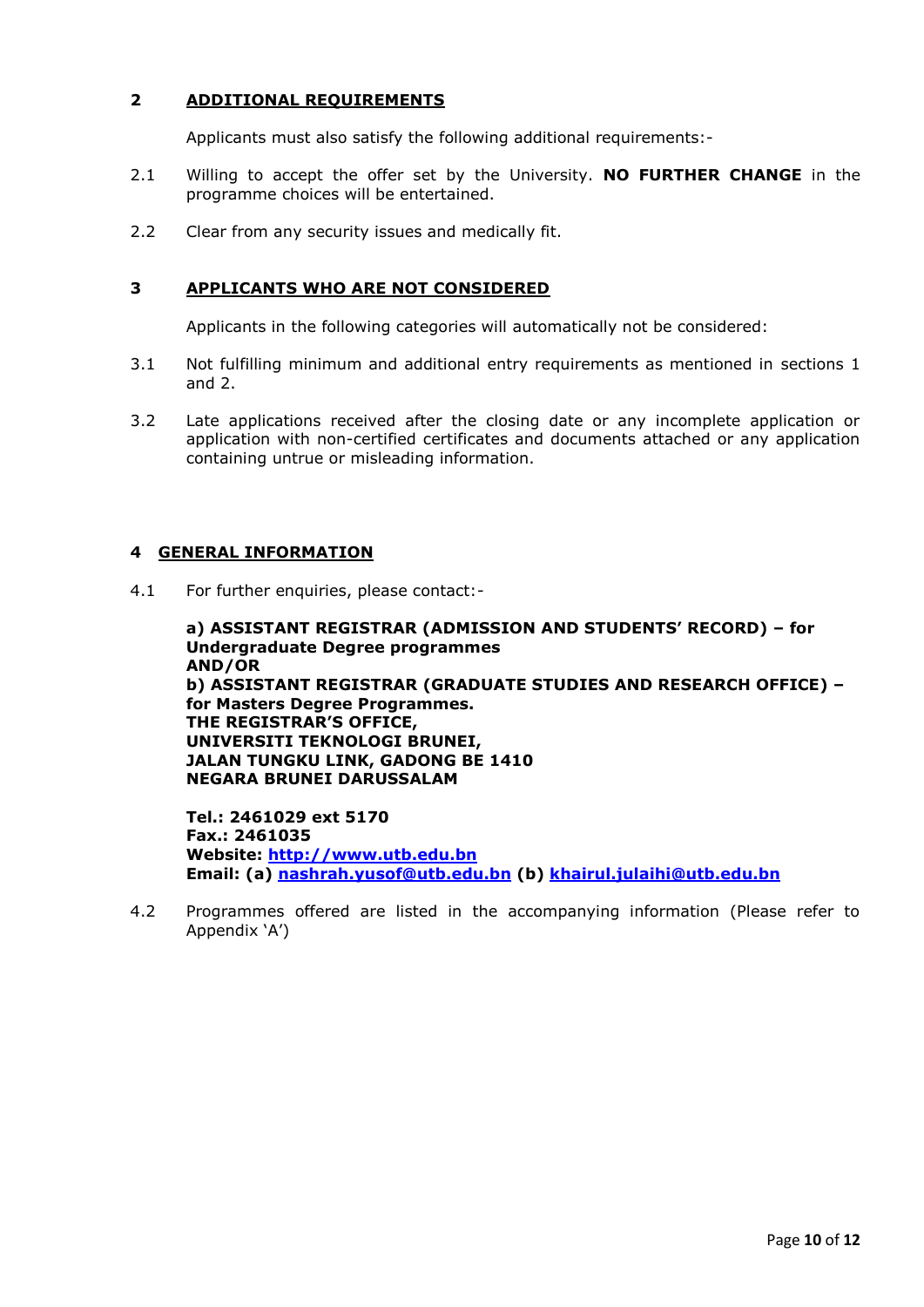## 2 ADDITIONAL REQUIREMENTS

Applicants must also satisfy the following additional requirements:-

2.1 Willing to accept the offer set by the University. **NO FURTHER CHANGE** in the programme choices will be entertained.

2.2 Clear from any security issues and medically fit.

## 3 APPLICANTS WHO ARE NOT CONSIDERED

Applicants in the following categories will automatically not be considered:

3.1 Not fulfilling minimum and additional entry requirements as mentioned in sections 1 and 2.

3.2 Late applications received after the closing date or any incomplete application or application with non-certified certificates and documents attached or any application containing untrue or misleading information.

## 4 GENERAL INFORMATION

4.1 For further enquiries, please contact:-

**a) ASSISTANT REGISTRAR (ADMISSION AND STUDENTS' RECORD) – for Undergraduate Degree programmes**
**AND/OR**
**b) ASSISTANT REGISTRAR (GRADUATE STUDIES AND RESEARCH OFFICE) – for Masters Degree Programmes.**
**THE REGISTRAR'S OFFICE,**
**UNIVERSITI TEKNOLOGI BRUNEI,**
**JALAN TUNGKU LINK, GADONG BE 1410**
**NEGARA BRUNEI DARUSSALAM**

**Tel.: 2461029 ext 5170**
**Fax.: 2461035**
**Website: [http://www.utb.edu.bn](http://www.utb.edu.bn)**
**Email: (a) [nashrah.yusof@utb.edu.bn](mailto:nashrah.yusof@utb.edu.bn) (b) [khairul.julaihi@utb.edu.bn](mailto:khairul.julaihi@utb.edu.bn)**

4.2 Programmes offered are listed in the accompanying information (Please refer to Appendix 'A')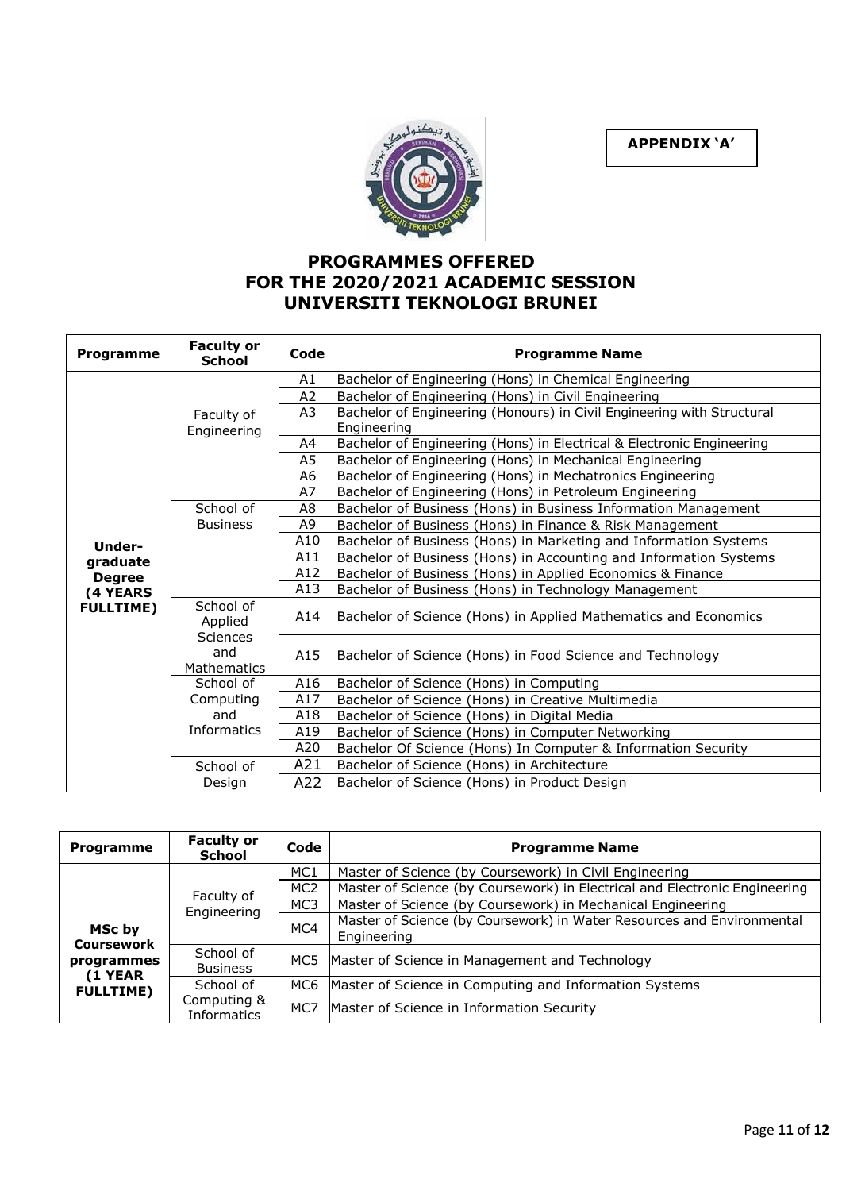**APPENDIX 'A'**

# PROGRAMMES OFFERED
# FOR THE 2020/2021 ACADEMIC SESSION
# UNIVERSITI TEKNOLOGI BRUNEI

| Programme | Faculty or School | Code | Programme Name |
|---|---|---|---|
| **Under-graduate Degree (4 YEARS FULLTIME)** | Faculty of Engineering | A1 | Bachelor of Engineering (Hons) in Chemical Engineering |
| | | A2 | Bachelor of Engineering (Hons) in Civil Engineering |
| | | A3 | Bachelor of Engineering (Honours) in Civil Engineering with Structural Engineering |
| | | A4 | Bachelor of Engineering (Hons) in Electrical & Electronic Engineering |
| | | A5 | Bachelor of Engineering (Hons) in Mechanical Engineering |
| | | A6 | Bachelor of Engineering (Hons) in Mechatronics Engineering |
| | | A7 | Bachelor of Engineering (Hons) in Petroleum Engineering |
| | School of Business | A8 | Bachelor of Business (Hons) in Business Information Management |
| | | A9 | Bachelor of Business (Hons) in Finance & Risk Management |
| | | A10 | Bachelor of Business (Hons) in Marketing and Information Systems |
| | | A11 | Bachelor of Business (Hons) in Accounting and Information Systems |
| | | A12 | Bachelor of Business (Hons) in Applied Economics & Finance |
| | | A13 | Bachelor of Business (Hons) in Technology Management |
| | School of Applied Sciences and Mathematics | A14 | Bachelor of Science (Hons) in Applied Mathematics and Economics |
| | | A15 | Bachelor of Science (Hons) in Food Science and Technology |
| | School of Computing and Informatics | A16 | Bachelor of Science (Hons) in Computing |
| | | A17 | Bachelor of Science (Hons) in Creative Multimedia |
| | | A18 | Bachelor of Science (Hons) in Digital Media |
| | | A19 | Bachelor of Science (Hons) in Computer Networking |
| | | A20 | Bachelor Of Science (Hons) In Computer & Information Security |
| | School of Design | A21 | Bachelor of Science (Hons) in Architecture |
| | | A22 | Bachelor of Science (Hons) in Product Design |

| Programme | Faculty or School | Code | Programme Name |
|---|---|---|---|
| **MSc by Coursework programmes (1 YEAR FULLTIME)** | Faculty of Engineering | MC1 | Master of Science (by Coursework) in Civil Engineering |
| | | MC2 | Master of Science (by Coursework) in Electrical and Electronic Engineering |
| | | MC3 | Master of Science (by Coursework) in Mechanical Engineering |
| | | MC4 | Master of Science (by Coursework) in Water Resources and Environmental Engineering |
| | School of Business | MC5 | Master of Science in Management and Technology |
| | School of Computing & Informatics | MC6 | Master of Science in Computing and Information Systems |
| | | MC7 | Master of Science in Information Security |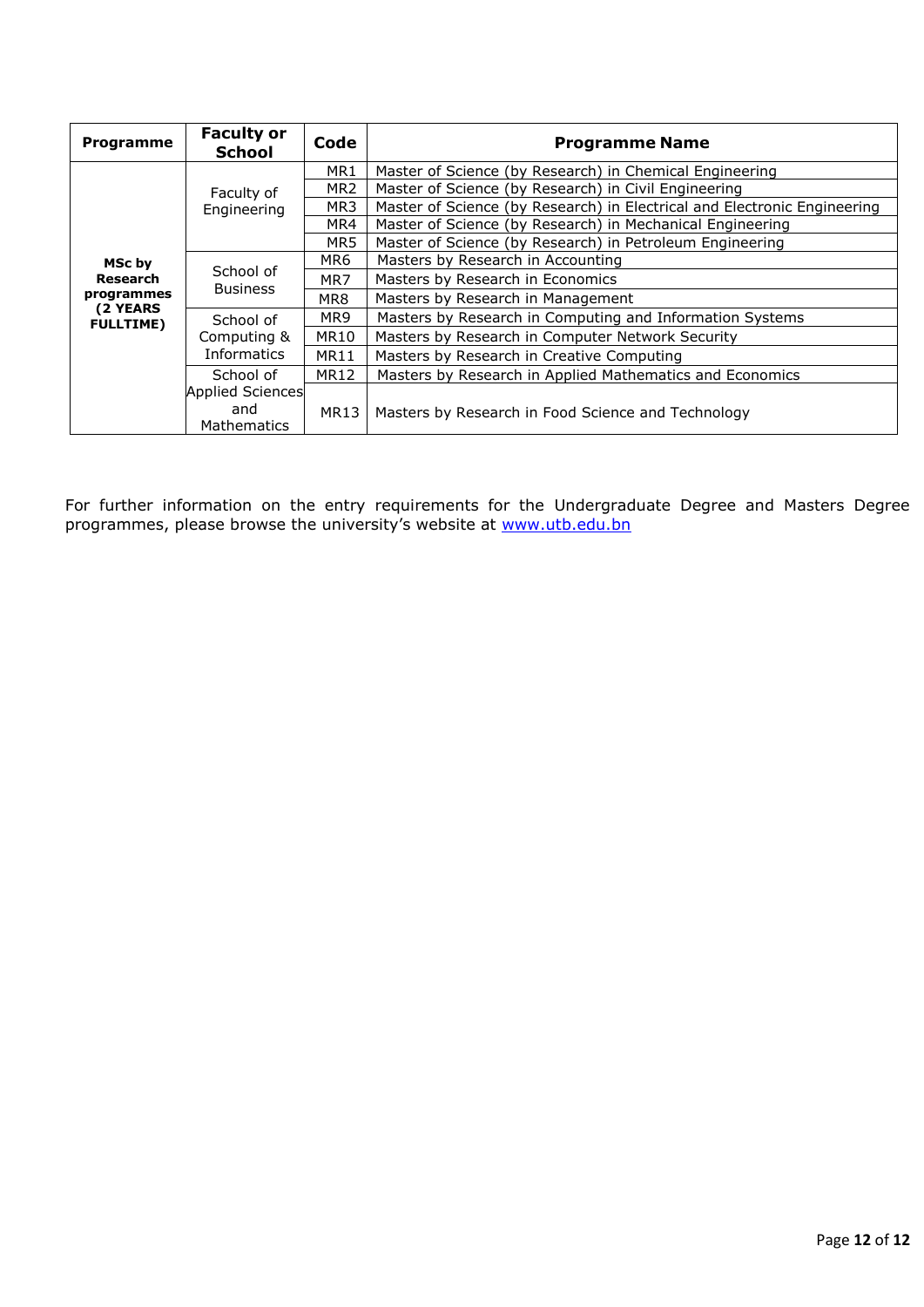| Programme | Faculty or School | Code | Programme Name |
|---|---|---|---|
| **MSc by Research programmes (2 YEARS FULLTIME)** | Faculty of Engineering | MR1 | Master of Science (by Research) in Chemical Engineering |
| | | MR2 | Master of Science (by Research) in Civil Engineering |
| | | MR3 | Master of Science (by Research) in Electrical and Electronic Engineering |
| | | MR4 | Master of Science (by Research) in Mechanical Engineering |
| | | MR5 | Master of Science (by Research) in Petroleum Engineering |
| | School of Business | MR6 | Masters by Research in Accounting |
| | | MR7 | Masters by Research in Economics |
| | | MR8 | Masters by Research in Management |
| | School of Computing & Informatics | MR9 | Masters by Research in Computing and Information Systems |
| | | MR10 | Masters by Research in Computer Network Security |
| | | MR11 | Masters by Research in Creative Computing |
| | School of Applied Sciences and Mathematics | MR12 | Masters by Research in Applied Mathematics and Economics |
| | | MR13 | Masters by Research in Food Science and Technology |

For further information on the entry requirements for the Undergraduate Degree and Masters Degree programmes, please browse the university's website at [www.utb.edu.bn](http://www.utb.edu.bn)